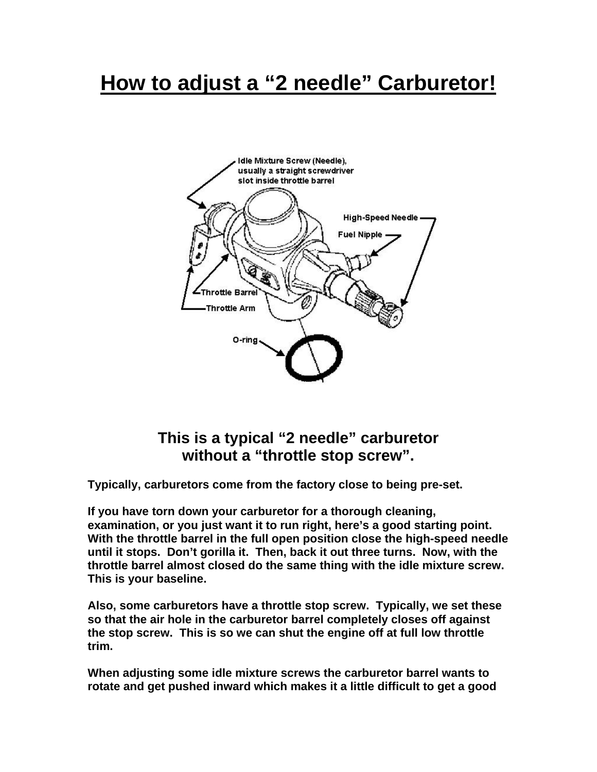# How to adjust a "2 needle" Carburetor!

### This is a typical "2 needle" carburetor without a "throttle stop screw".

**Typically, carburetors come from the factory close to being pre-set.**

**If you have torn down your carburetor for a thorough cleaning, examination, or you just want it to run right, here's a good starting point. With the throttle barrel in the full open position close the high-speed needle until it stops. Don't gorilla it. Then, back it out three turns. Now, with the throttle barrel almost closed do the same thing with the idle mixture screw. This is your baseline.**

**Also, some carburetors have a throttle stop screw. Typically, we set these so that the air hole in the carburetor barrel completely closes off against the stop screw. This is so we can shut the engine off at full low throttle trim.**

**When adjusting some idle mixture screws the carburetor barrel wants to rotate and get pushed inward which makes it a little difficult to get a good**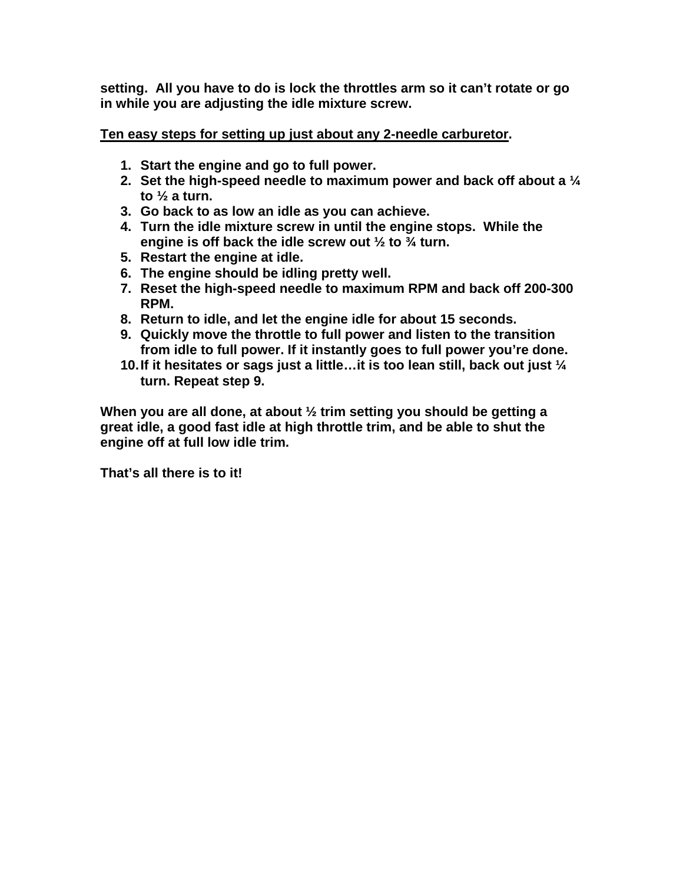**setting. All you have to do is lock the throttles arm so it can't rotate or go in while you are adjusting the idle mixture screw.**

**<u>Ten easy steps for setting up just about any 2-needle carburetor</u>.**

1. **Start the engine and go to full power.**
2. **Set the high-speed needle to maximum power and back off about a ¼ to ½ a turn.**
3. **Go back to as low an idle as you can achieve.**
4. **Turn the idle mixture screw in until the engine stops. While the engine is off back the idle screw out ½ to ¾ turn.**
5. **Restart the engine at idle.**
6. **The engine should be idling pretty well.**
7. **Reset the high-speed needle to maximum RPM and back off 200-300 RPM.**
8. **Return to idle, and let the engine idle for about 15 seconds.**
9. **Quickly move the throttle to full power and listen to the transition from idle to full power. If it instantly goes to full power you're done.**
10. **If it hesitates or sags just a little…it is too lean still, back out just ¼ turn. Repeat step 9.**

**When you are all done, at about ½ trim setting you should be getting a great idle, a good fast idle at high throttle trim, and be able to shut the engine off at full low idle trim.**

**That's all there is to it!**